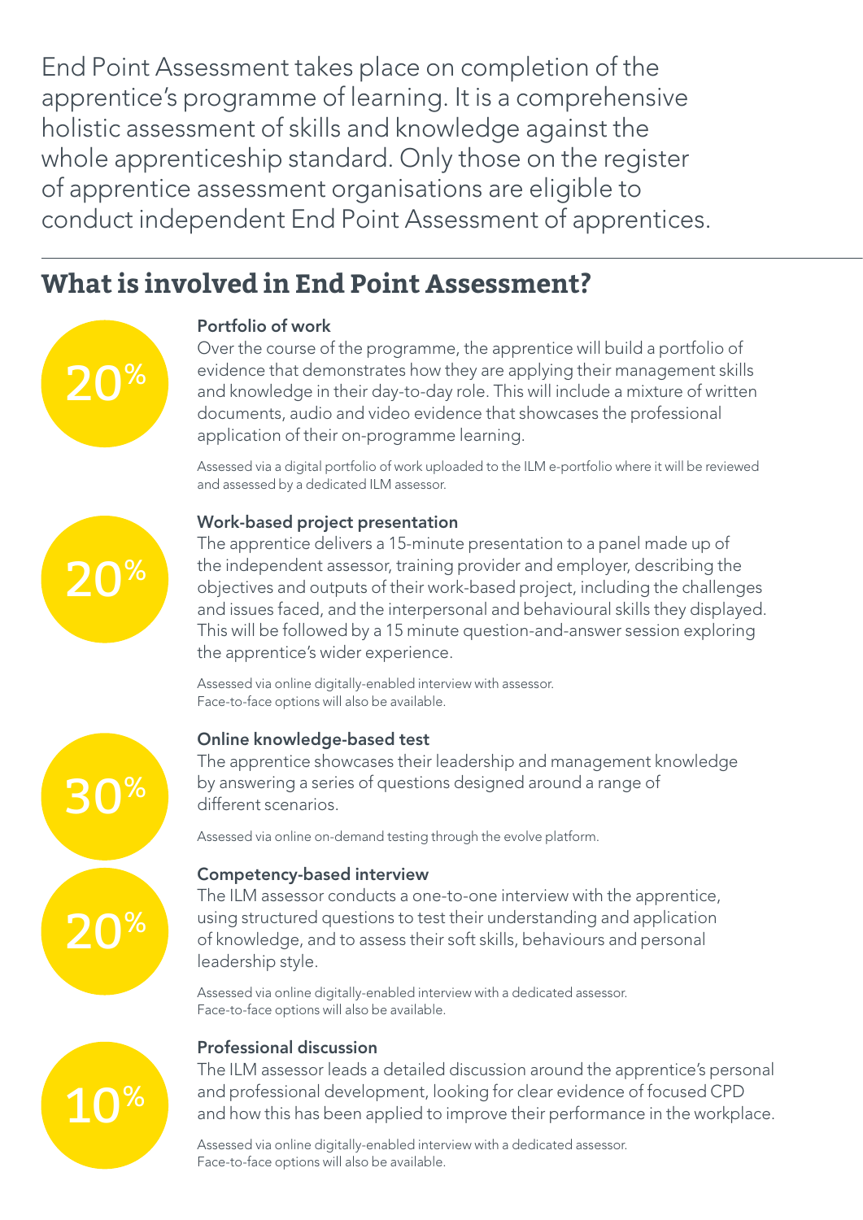End Point Assessment takes place on completion of the apprentice's programme of learning. It is a comprehensive holistic assessment of skills and knowledge against the whole apprenticeship standard. Only those on the register of apprentice assessment organisations are eligible to conduct independent End Point Assessment of apprentices.

## What is involved in End Point Assessment?

**20%**

### Portfolio of work

Over the course of the programme, the apprentice will build a portfolio of evidence that demonstrates how they are applying their management skills and knowledge in their day-to-day role. This will include a mixture of written documents, audio and video evidence that showcases the professional application of their on-programme learning.

Assessed via a digital portfolio of work uploaded to the ILM e-portfolio where it will be reviewed and assessed by a dedicated ILM assessor.

**20%**

### Work-based project presentation

The apprentice delivers a 15-minute presentation to a panel made up of the independent assessor, training provider and employer, describing the objectives and outputs of their work-based project, including the challenges and issues faced, and the interpersonal and behavioural skills they displayed. This will be followed by a 15 minute question-and-answer session exploring the apprentice's wider experience.

Assessed via online digitally-enabled interview with assessor.
Face-to-face options will also be available.

**30%**

### Online knowledge-based test

The apprentice showcases their leadership and management knowledge by answering a series of questions designed around a range of different scenarios.

Assessed via online on-demand testing through the evolve platform.

**20%**

### Competency-based interview

The ILM assessor conducts a one-to-one interview with the apprentice, using structured questions to test their understanding and application of knowledge, and to assess their soft skills, behaviours and personal leadership style.

Assessed via online digitally-enabled interview with a dedicated assessor.
Face-to-face options will also be available.

**10%**

### Professional discussion

The ILM assessor leads a detailed discussion around the apprentice's personal and professional development, looking for clear evidence of focused CPD and how this has been applied to improve their performance in the workplace.

Assessed via online digitally-enabled interview with a dedicated assessor.
Face-to-face options will also be available.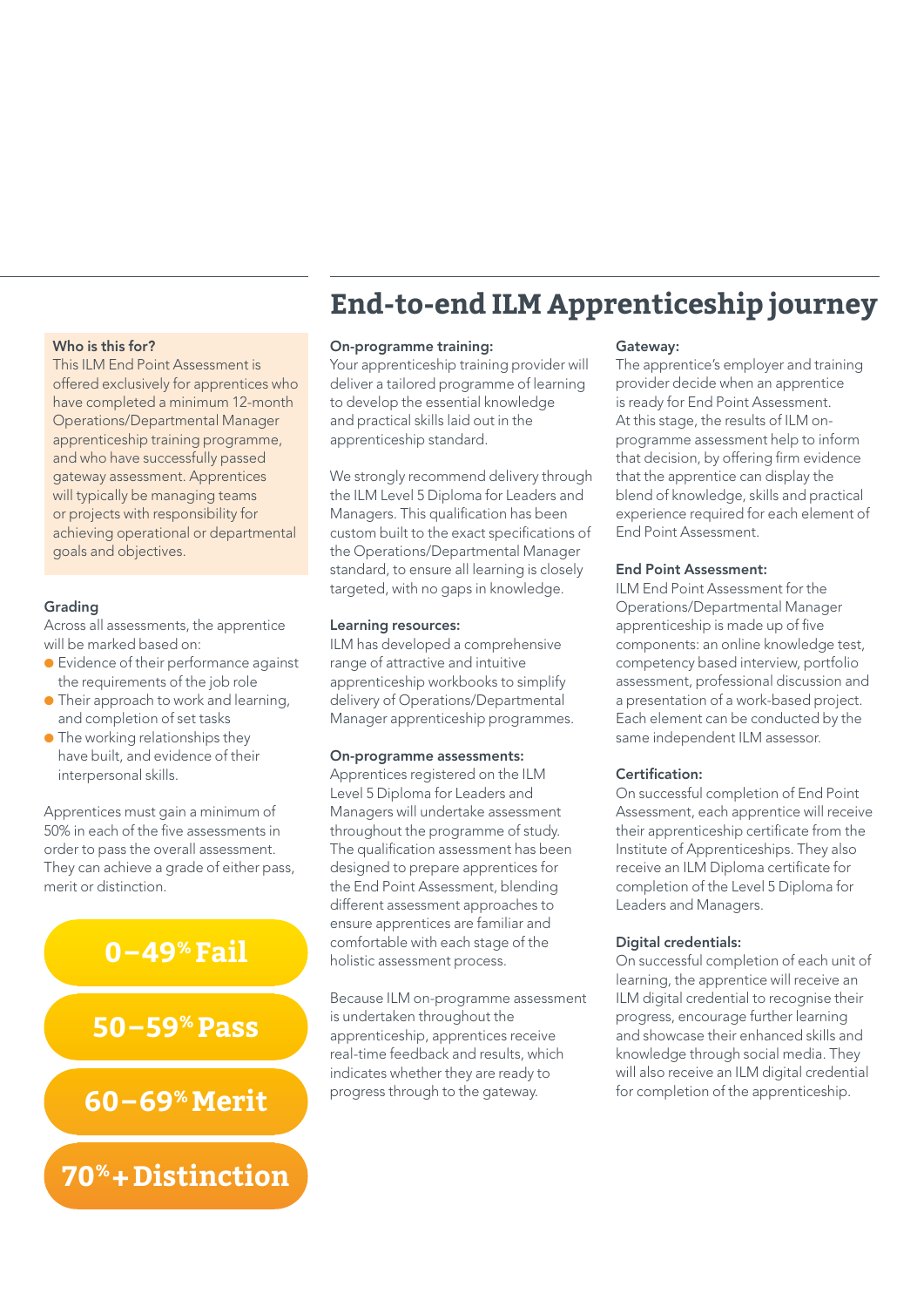# End-to-end ILM Apprenticeship journey

**Who is this for?**

This ILM End Point Assessment is offered exclusively for apprentices who have completed a minimum 12-month Operations/Departmental Manager apprenticeship training programme, and who have successfully passed gateway assessment. Apprentices will typically be managing teams or projects with responsibility for achieving operational or departmental goals and objectives.

**Grading**

Across all assessments, the apprentice will be marked based on:

- Evidence of their performance against the requirements of the job role
- Their approach to work and learning, and completion of set tasks
- The working relationships they have built, and evidence of their interpersonal skills.

Apprentices must gain a minimum of 50% in each of the five assessments in order to pass the overall assessment. They can achieve a grade of either pass, merit or distinction.

**0–49% Fail**

**50–59% Pass**

**60–69% Merit**

**70%+ Distinction**

**On-programme training:**

Your apprenticeship training provider will deliver a tailored programme of learning to develop the essential knowledge and practical skills laid out in the apprenticeship standard.

We strongly recommend delivery through the ILM Level 5 Diploma for Leaders and Managers. This qualification has been custom built to the exact specifications of the Operations/Departmental Manager standard, to ensure all learning is closely targeted, with no gaps in knowledge.

**Learning resources:**

ILM has developed a comprehensive range of attractive and intuitive apprenticeship workbooks to simplify delivery of Operations/Departmental Manager apprenticeship programmes.

**On-programme assessments:**

Apprentices registered on the ILM Level 5 Diploma for Leaders and Managers will undertake assessment throughout the programme of study. The qualification assessment has been designed to prepare apprentices for the End Point Assessment, blending different assessment approaches to ensure apprentices are familiar and comfortable with each stage of the holistic assessment process.

Because ILM on-programme assessment is undertaken throughout the apprenticeship, apprentices receive real-time feedback and results, which indicates whether they are ready to progress through to the gateway.

**Gateway:**

The apprentice's employer and training provider decide when an apprentice is ready for End Point Assessment. At this stage, the results of ILM on-programme assessment help to inform that decision, by offering firm evidence that the apprentice can display the blend of knowledge, skills and practical experience required for each element of End Point Assessment.

**End Point Assessment:**

ILM End Point Assessment for the Operations/Departmental Manager apprenticeship is made up of five components: an online knowledge test, competency based interview, portfolio assessment, professional discussion and a presentation of a work-based project. Each element can be conducted by the same independent ILM assessor.

**Certification:**

On successful completion of End Point Assessment, each apprentice will receive their apprenticeship certificate from the Institute of Apprenticeships. They also receive an ILM Diploma certificate for completion of the Level 5 Diploma for Leaders and Managers.

**Digital credentials:**

On successful completion of each unit of learning, the apprentice will receive an ILM digital credential to recognise their progress, encourage further learning and showcase their enhanced skills and knowledge through social media. They will also receive an ILM digital credential for completion of the apprenticeship.